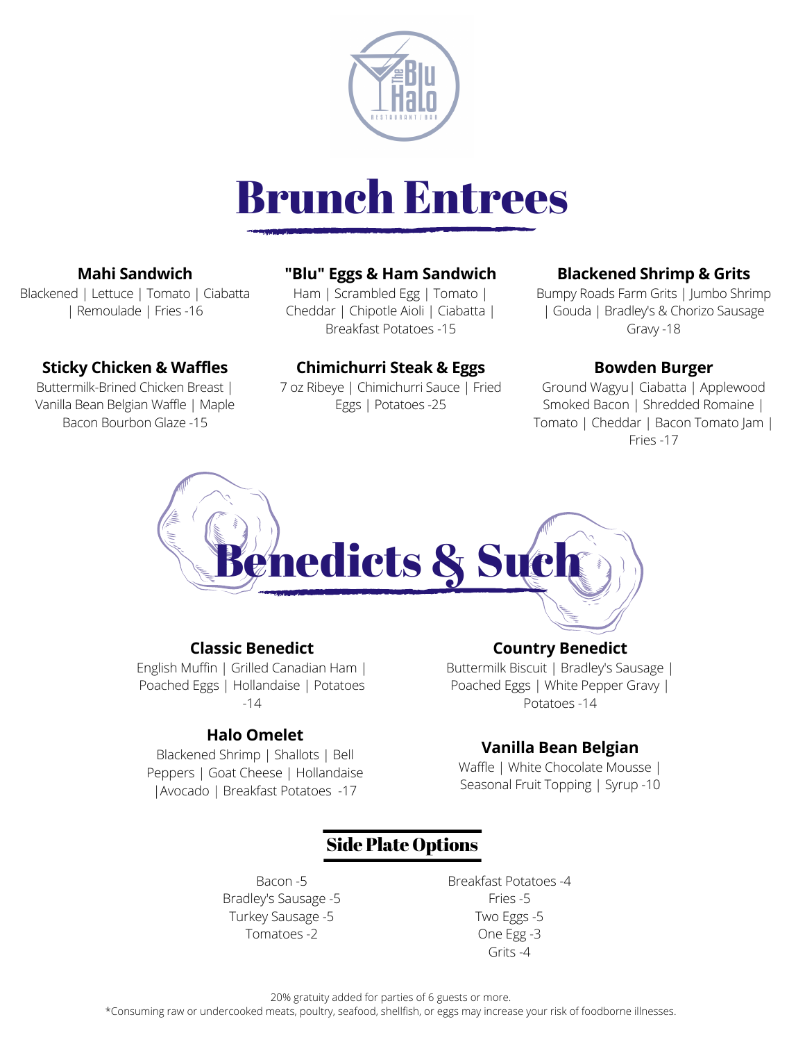The Blu Halo
RESTAURANT / BAR

# Brunch Entrees

### Mahi Sandwich
Blackened | Lettuce | Tomato | Ciabatta | Remoulade | Fries -16

### "Blu" Eggs & Ham Sandwich
Ham | Scrambled Egg | Tomato | Cheddar | Chipotle Aioli | Ciabatta | Breakfast Potatoes -15

### Blackened Shrimp & Grits
Bumpy Roads Farm Grits | Jumbo Shrimp | Gouda | Bradley's & Chorizo Sausage Gravy -18

### Sticky Chicken & Waffles
Buttermilk-Brined Chicken Breast | Vanilla Bean Belgian Waffle | Maple Bacon Bourbon Glaze -15

### Chimichurri Steak & Eggs
7 oz Ribeye | Chimichurri Sauce | Fried Eggs | Potatoes -25

### Bowden Burger
Ground Wagyu| Ciabatta | Applewood Smoked Bacon | Shredded Romaine | Tomato | Cheddar | Bacon Tomato Jam | Fries -17

# Benedicts & Such

### Classic Benedict
English Muffin | Grilled Canadian Ham | Poached Eggs | Hollandaise | Potatoes -14

### Country Benedict
Buttermilk Biscuit | Bradley's Sausage | Poached Eggs | White Pepper Gravy | Potatoes -14

### Halo Omelet
Blackened Shrimp | Shallots | Bell Peppers | Goat Cheese | Hollandaise |Avocado | Breakfast Potatoes -17

### Vanilla Bean Belgian
Waffle | White Chocolate Mousse | Seasonal Fruit Topping | Syrup -10

## Side Plate Options

Bacon -5
Bradley's Sausage -5
Turkey Sausage -5
Tomatoes -2

Breakfast Potatoes -4
Fries -5
Two Eggs -5
One Egg -3
Grits -4

20% gratuity added for parties of 6 guests or more.
*Consuming raw or undercooked meats, poultry, seafood, shellfish, or eggs may increase your risk of foodborne illnesses.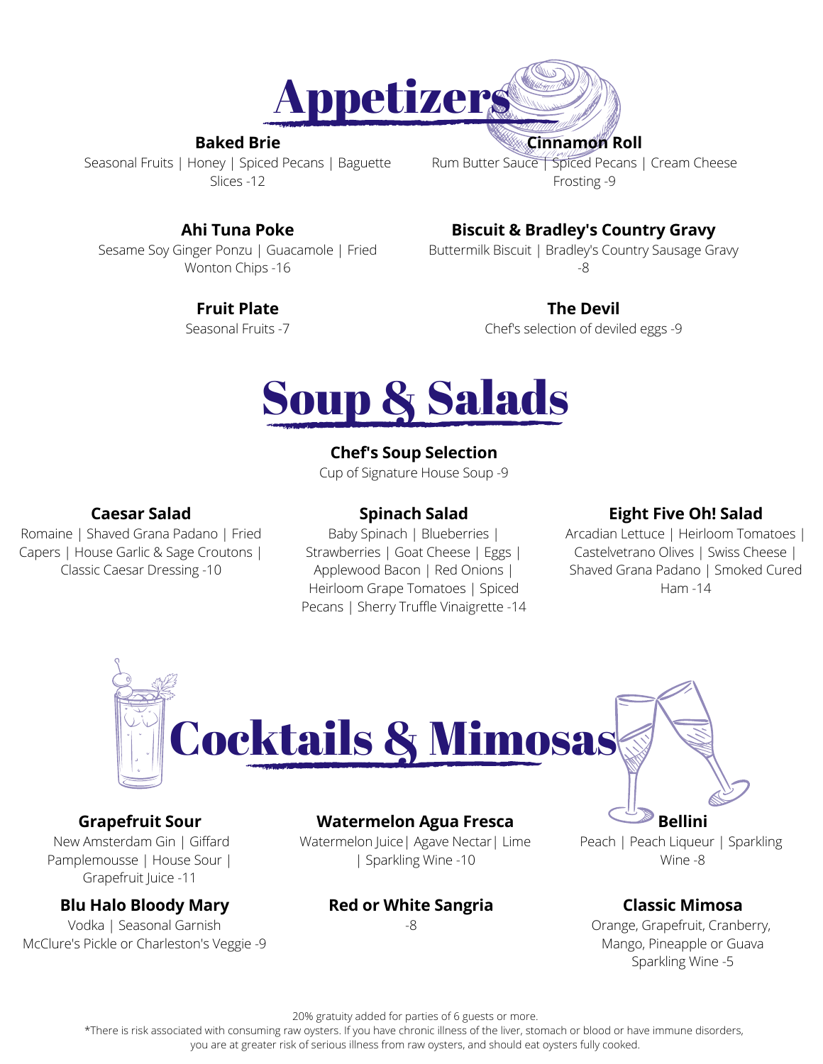# Appetizers

**Baked Brie**
Seasonal Fruits | Honey | Spiced Pecans | Baguette Slices -12

**Cinnamon Roll**
Rum Butter Sauce | Spiced Pecans | Cream Cheese Frosting -9

**Ahi Tuna Poke**
Sesame Soy Ginger Ponzu | Guacamole | Fried Wonton Chips -16

**Biscuit & Bradley's Country Gravy**
Buttermilk Biscuit | Bradley's Country Sausage Gravy -8

**Fruit Plate**
Seasonal Fruits -7

**The Devil**
Chef's selection of deviled eggs -9

# Soup & Salads

**Chef's Soup Selection**
Cup of Signature House Soup -9

**Caesar Salad**
Romaine | Shaved Grana Padano | Fried Capers | House Garlic & Sage Croutons | Classic Caesar Dressing -10

**Spinach Salad**
Baby Spinach | Blueberries | Strawberries | Goat Cheese | Eggs | Applewood Bacon | Red Onions | Heirloom Grape Tomatoes | Spiced Pecans | Sherry Truffle Vinaigrette -14

**Eight Five Oh! Salad**
Arcadian Lettuce | Heirloom Tomatoes | Castelvetrano Olives | Swiss Cheese | Shaved Grana Padano | Smoked Cured Ham -14

# Cocktails & Mimosas

**Grapefruit Sour**
New Amsterdam Gin | Giffard Pamplemousse | House Sour | Grapefruit Juice -11

**Watermelon Agua Fresca**
Watermelon Juice| Agave Nectar| Lime | Sparkling Wine -10

**Bellini**
Peach | Peach Liqueur | Sparkling Wine -8

**Blu Halo Bloody Mary**
Vodka | Seasonal Garnish
McClure's Pickle or Charleston's Veggie -9

**Red or White Sangria**
-8

**Classic Mimosa**
Orange, Grapefruit, Cranberry, Mango, Pineapple or Guava
Sparkling Wine -5

20% gratuity added for parties of 6 guests or more.

*There is risk associated with consuming raw oysters. If you have chronic illness of the liver, stomach or blood or have immune disorders, you are at greater risk of serious illness from raw oysters, and should eat oysters fully cooked.